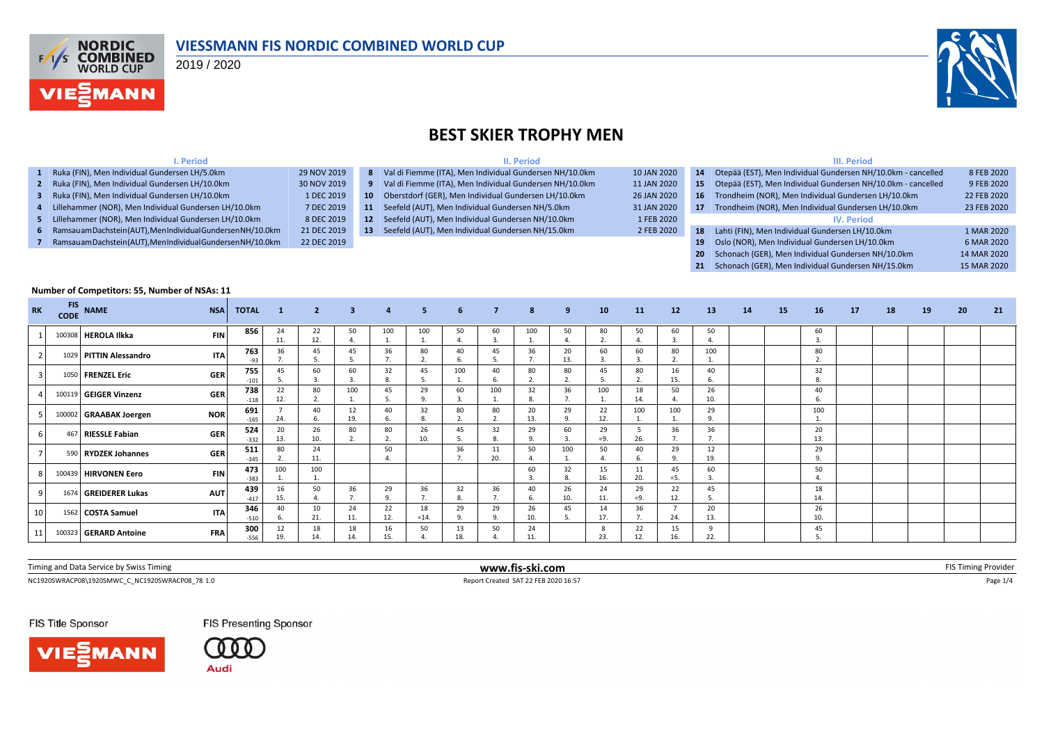# VIESSMANN FIS NORDIC COMBINED WORLD CUP

2019 / 2020

## BEST SKIER TROPHY MEN

### I. Period

| # | Event | Date |
|---|---|---|
| 1 | Ruka (FIN), Men Individual Gundersen LH/5.0km | 29 NOV 2019 |
| 2 | Ruka (FIN), Men Individual Gundersen LH/10.0km | 30 NOV 2019 |
| 3 | Ruka (FIN), Men Individual Gundersen LH/10.0km | 1 DEC 2019 |
| 4 | Lillehammer (NOR), Men Individual Gundersen LH/10.0km | 7 DEC 2019 |
| 5 | Lillehammer (NOR), Men Individual Gundersen LH/10.0km | 8 DEC 2019 |
| 6 | Ramsau am Dachstein (AUT), Men Individual Gundersen NH/10.0km | 21 DEC 2019 |
| 7 | Ramsau am Dachstein (AUT), Men Individual Gundersen NH/10.0km | 22 DEC 2019 |

### II. Period

| # | Event | Date |
|---|---|---|
| 8 | Val di Fiemme (ITA), Men Individual Gundersen NH/10.0km | 10 JAN 2020 |
| 9 | Val di Fiemme (ITA), Men Individual Gundersen NH/10.0km | 11 JAN 2020 |
| 10 | Oberstdorf (GER), Men Individual Gundersen LH/10.0km | 26 JAN 2020 |
| 11 | Seefeld (AUT), Men Individual Gundersen NH/5.0km | 31 JAN 2020 |
| 12 | Seefeld (AUT), Men Individual Gundersen NH/10.0km | 1 FEB 2020 |
| 13 | Seefeld (AUT), Men Individual Gundersen NH/15.0km | 2 FEB 2020 |

### III. Period

| # | Event | Date |
|---|---|---|
| 14 | Otepää (EST), Men Individual Gundersen NH/10.0km - cancelled | 8 FEB 2020 |
| 15 | Otepää (EST), Men Individual Gundersen NH/10.0km - cancelled | 9 FEB 2020 |
| 16 | Trondheim (NOR), Men Individual Gundersen LH/10.0km | 22 FEB 2020 |
| 17 | Trondheim (NOR), Men Individual Gundersen LH/10.0km | 23 FEB 2020 |

### IV. Period

| # | Event | Date |
|---|---|---|
| 18 | Lahti (FIN), Men Individual Gundersen LH/10.0km | 1 MAR 2020 |
| 19 | Oslo (NOR), Men Individual Gundersen LH/10.0km | 6 MAR 2020 |
| 20 | Schonach (GER), Men Individual Gundersen NH/10.0km | 14 MAR 2020 |
| 21 | Schonach (GER), Men Individual Gundersen NH/15.0km | 15 MAR 2020 |

**Number of Competitors: 55, Number of NSAs: 11**

| RK | FIS CODE | NAME | NSA | TOTAL | 1 | 2 | 3 | 4 | 5 | 6 | 7 | 8 | 9 | 10 | 11 | 12 | 13 | 14 | 15 | 16 | 17 | 18 | 19 | 20 | 21 |
|---|---|---|---|---|---|---|---|---|---|---|---|---|---|---|---|---|---|---|---|---|---|---|---|---|---|
| 1 | 100308 | HEROLA Ilkka | FIN | 856 | 24 11. | 22 12. | 50 4. | 100 1. | 100 1. | 50 4. | 60 3. | 100 1. | 50 4. | 80 2. | 50 4. | 60 3. | 50 4. | | | 60 3. | | | | | |
| 2 | 1029 | PITTIN Alessandro | ITA | 763 -93 | 36 7. | 45 5. | 45 5. | 36 7. | 80 2. | 40 6. | 45 5. | 36 7. | 20 13. | 60 3. | 60 3. | 80 2. | 100 1. | | | 80 2. | | | | | |
| 3 | 1050 | FRENZEL Eric | GER | 755 -101 | 45 5. | 60 3. | 60 3. | 32 8. | 45 5. | 100 1. | 40 6. | 80 2. | 80 2. | 45 5. | 80 2. | 16 15. | 40 6. | | | 32 8. | | | | | |
| 4 | 100119 | GEIGER Vinzenz | GER | 738 -118 | 22 12. | 80 2. | 100 1. | 45 5. | 29 9. | 60 3. | 100 1. | 32 8. | 36 7. | 100 1. | 18 14. | 50 4. | 26 10. | | | 40 6. | | | | | |
| 5 | 100002 | GRAABAK Joergen | NOR | 691 -165 | 7 24. | 40 6. | 12 19. | 40 6. | 32 8. | 80 2. | 80 2. | 20 13. | 29 9. | 22 12. | 100 1. | 100 1. | 29 9. | | | 100 1. | | | | | |
| 6 | 467 | RIESSLE Fabian | GER | 524 -332 | 20 13. | 26 10. | 80 2. | 80 2. | 26 10. | 45 5. | 32 8. | 29 9. | 60 3. | 29 =9. | 5 26. | 36 7. | 36 7. | | | 20 13. | | | | | |
| 7 | 590 | RYDZEK Johannes | GER | 511 -345 | 80 2. | 24 11. | | 50 4. | | 36 7. | 11 20. | 50 4. | 100 1. | 50 4. | 40 6. | 29 9. | 12 19. | | | 29 9. | | | | | |
| 8 | 100439 | HIRVONEN Eero | FIN | 473 -383 | 100 1. | 100 1. | | | | | | 60 3. | 32 8. | 15 16. | 11 20. | 45 =5. | 60 3. | | | 50 4. | | | | | |
| 9 | 1674 | GREIDERER Lukas | AUT | 439 -417 | 16 15. | 50 4. | 36 7. | 29 9. | 36 7. | 32 8. | 36 7. | 40 6. | 26 10. | 24 11. | 29 =9. | 22 12. | 45 5. | | | 18 14. | | | | | |
| 10 | 1562 | COSTA Samuel | ITA | 346 -510 | 40 6. | 10 21. | 24 11. | 22 12. | 18 =14. | 29 9. | 29 9. | 26 10. | 45 5. | 14 17. | 36 7. | 7 24. | 20 13. | | | 26 10. | | | | | |
| 11 | 100323 | GERARD Antoine | FRA | 300 -556 | 12 19. | 18 14. | 18 14. | 16 15. | 50 4. | 13 18. | 50 4. | 24 11. | | 8 23. | 22 12. | 15 16. | 9 22. | | | 45 5. | | | | | |

Timing and Data Service by Swiss Timing | www.fis-ski.com | FIS Timing Provider

NC1920SWRACP08\1920SMWC_C_NC1920SWRACP08_78 1.0 | Report Created SAT 22 FEB 2020 16:57

FIS Title Sponsor: VIESSMANN | FIS Presenting Sponsor: Audi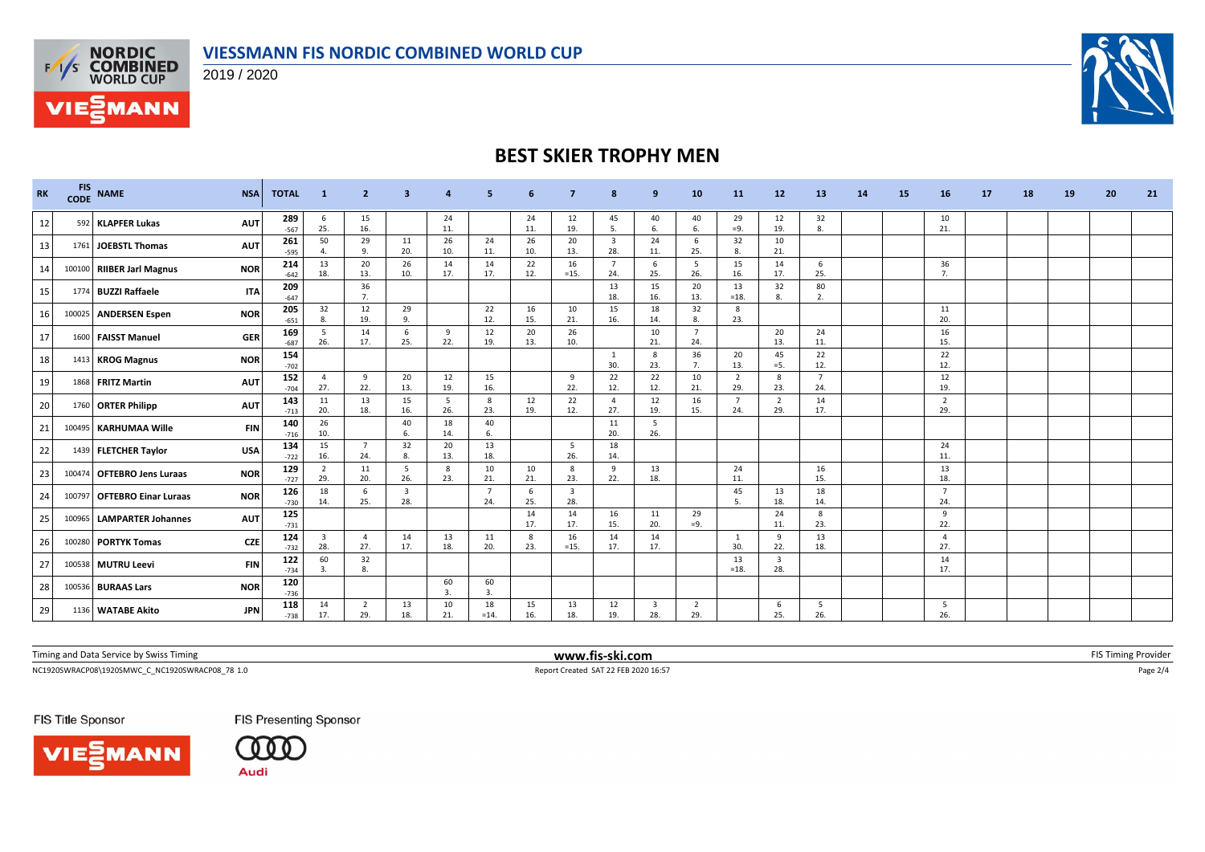# BEST SKIER TROPHY MEN

VIESSMANN FIS NORDIC COMBINED WORLD CUP 2019 / 2020

| RK | FIS CODE | NAME | NSA | TOTAL | 1 | 2 | 3 | 4 | 5 | 6 | 7 | 8 | 9 | 10 | 11 | 12 | 13 | 14 | 15 | 16 | 17 | 18 | 19 | 20 | 21 |
|---|---|---|---|---|---|---|---|---|---|---|---|---|---|---|---|---|---|---|---|---|---|---|---|---|---|
| 12 | 592 | KLAPFER Lukas | AUT | 289 -567 | 6 25. | 15 16. | | 24 11. | | 24 11. | 12 19. | 45 5. | 40 6. | 40 6. | 29 =9. | 12 19. | 32 8. | | | 10 21. | | | | | |
| 13 | 1761 | JOEBSTL Thomas | AUT | 261 -595 | 50 4. | 29 9. | 11 20. | 26 10. | 24 11. | 26 10. | 20 13. | 3 28. | 24 11. | 6 25. | 32 8. | 10 21. | | | | | | | | | |
| 14 | 100100 | RIIBER Jarl Magnus | NOR | 214 -642 | 13 18. | 20 13. | 26 10. | 14 17. | 14 17. | 22 12. | 16 =15. | 7 24. | 6 25. | 5 26. | 15 16. | 14 17. | 6 25. | | | 36 7. | | | | | |
| 15 | 1774 | BUZZI Raffaele | ITA | 209 -647 | | 36 7. | | | | | | 13 18. | 15 16. | 20 13. | 13 =18. | 32 8. | 80 2. | | | | | | | | |
| 16 | 100025 | ANDERSEN Espen | NOR | 205 -651 | 32 8. | 12 19. | 29 9. | | 22 12. | 16 15. | 10 21. | 15 16. | 18 14. | 32 8. | 8 23. | | | | | 11 20. | | | | | |
| 17 | 1600 | FAISST Manuel | GER | 169 -687 | 5 26. | 14 17. | 6 25. | 9 22. | 12 19. | 20 13. | 26 10. | | 10 21. | 7 24. | | 20 13. | 24 11. | | | 16 15. | | | | | |
| 18 | 1413 | KROG Magnus | NOR | 154 -702 | | | | | | | | 1 30. | 8 23. | 36 7. | 20 13. | 45 =5. | 22 12. | | | 22 12. | | | | | |
| 19 | 1868 | FRITZ Martin | AUT | 152 -704 | 4 27. | 9 22. | 20 13. | 12 19. | 15 16. | | 9 22. | 22 12. | 22 12. | 10 21. | 2 29. | 8 23. | 7 24. | | | 12 19. | | | | | |
| 20 | 1760 | ORTER Philipp | AUT | 143 -713 | 11 20. | 13 18. | 15 16. | 5 26. | 8 23. | 12 19. | 22 12. | 4 27. | 12 19. | 16 15. | 7 24. | 2 29. | 14 17. | | | 2 29. | | | | | |
| 21 | 100495 | KARHUMAA Wille | FIN | 140 -716 | 26 10. | | 40 6. | 18 14. | 40 6. | | | 11 20. | 5 26. | | | | | | | | | | | | |
| 22 | 1439 | FLETCHER Taylor | USA | 134 -722 | 15 16. | 7 24. | 32 8. | 20 13. | 13 18. | | 5 26. | 18 14. | | | | | | | | 24 11. | | | | | |
| 23 | 100474 | OFTEBRO Jens Luraas | NOR | 129 -727 | 2 29. | 11 20. | 5 26. | 8 23. | 10 21. | 10 21. | 8 23. | 9 22. | 13 18. | | 24 11. | | 16 15. | | | 13 18. | | | | | |
| 24 | 100797 | OFTEBRO Einar Luraas | NOR | 126 -730 | 18 14. | 6 25. | 3 28. | | 7 24. | 6 25. | 3 28. | | | | 45 5. | 13 18. | 18 14. | | | 7 24. | | | | | |
| 25 | 100965 | LAMPARTER Johannes | AUT | 125 -731 | | | | | | 14 17. | 14 17. | 16 15. | 11 20. | 29 =9. | | 24 11. | 8 23. | | | 9 22. | | | | | |
| 26 | 100280 | PORTYK Tomas | CZE | 124 -732 | 3 28. | 4 27. | 14 17. | 13 18. | 11 20. | 8 23. | 16 =15. | 14 17. | 14 17. | | 1 30. | 9 22. | 13 18. | | | 4 27. | | | | | |
| 27 | 100538 | MUTRU Leevi | FIN | 122 -734 | 60 3. | 32 8. | | | | | | | | | 13 =18. | 3 28. | | | | 14 17. | | | | | |
| 28 | 100536 | BURAAS Lars | NOR | 120 -736 | | | | 60 3. | 60 3. | | | | | | | | | | | | | | | | |
| 29 | 1136 | WATABE Akito | JPN | 118 -738 | 14 17. | 2 29. | 13 18. | 10 21. | 18 =14. | 15 16. | 13 18. | 12 19. | 3 28. | 2 29. | | 6 25. | 5 26. | | | 5 26. | | | | | |

Timing and Data Service by Swiss Timing | www.fis-ski.com | FIS Timing Provider

NC1920SWRACP08\1920SMWC_C_NC1920SWRACP08_78 1.0 | Report Created SAT 22 FEB 2020 16:57

FIS Title Sponsor: VIESSMANN | FIS Presenting Sponsor: Audi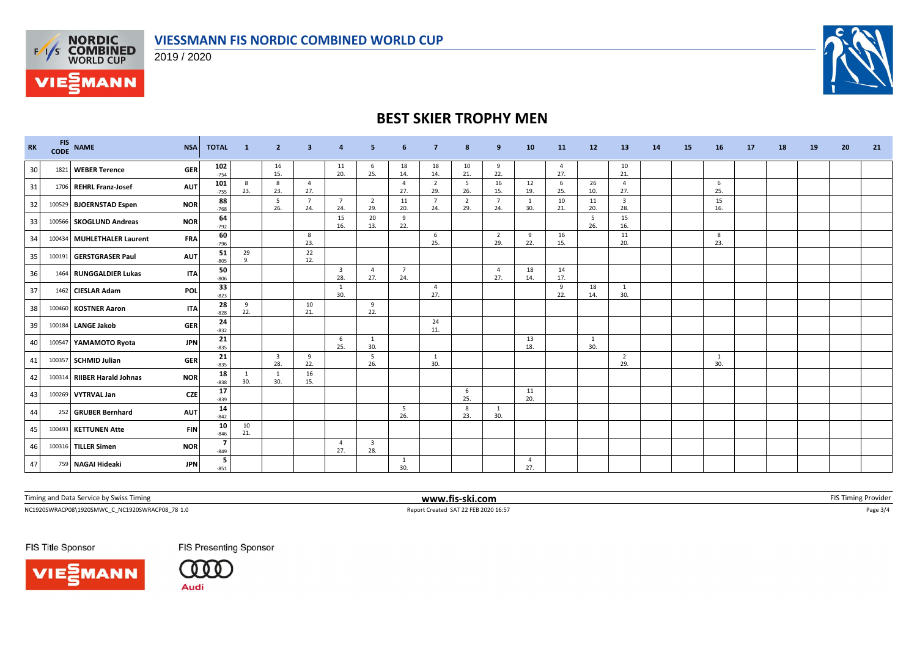# VIESSMANN FIS NORDIC COMBINED WORLD CUP

2019 / 2020

## BEST SKIER TROPHY MEN

| RK | FIS CODE | NAME | NSA | TOTAL | 1 | 2 | 3 | 4 | 5 | 6 | 7 | 8 | 9 | 10 | 11 | 12 | 13 | 14 | 15 | 16 | 17 | 18 | 19 | 20 | 21 |
|---|---|---|---|---|---|---|---|---|---|---|---|---|---|---|---|---|---|---|---|---|---|---|---|---|---|
| 30 | 1821 | WEBER Terence | GER | 102<br>-754 | | 16<br>15. | | 11<br>20. | 6<br>25. | 18<br>14. | 18<br>14. | 10<br>21. | 9<br>22. | | 4<br>27. | | 10<br>21. | | | | | | | | |
| 31 | 1706 | REHRL Franz-Josef | AUT | 101<br>-755 | 8<br>23. | 8<br>23. | 4<br>27. | | | 4<br>27. | 2<br>29. | 5<br>26. | 16<br>15. | 12<br>19. | 6<br>25. | 26<br>10. | 4<br>27. | | | 6<br>25. | | | | | |
| 32 | 100529 | BJOERNSTAD Espen | NOR | 88<br>-768 | | 5<br>26. | 7<br>24. | 7<br>24. | 2<br>29. | 11<br>20. | 7<br>24. | 2<br>29. | 7<br>24. | 1<br>30. | 10<br>21. | 11<br>20. | 3<br>28. | | | 15<br>16. | | | | | |
| 33 | 100566 | SKOGLUND Andreas | NOR | 64<br>-792 | | | | 15<br>16. | 20<br>13. | 9<br>22. | | | | | | 5<br>26. | 15<br>16. | | | | | | | | |
| 34 | 100434 | MUHLETHALER Laurent | FRA | 60<br>-796 | | | 8<br>23. | | | | 6<br>25. | | 2<br>29. | 9<br>22. | 16<br>15. | | 11<br>20. | | | 8<br>23. | | | | | |
| 35 | 100191 | GERSTGRASER Paul | AUT | 51<br>-805 | 29<br>9. | | 22<br>12. | | | | | | | | | | | | | | | | | | |
| 36 | 1464 | RUNGGALDIER Lukas | ITA | 50<br>-806 | | | | 3<br>28. | 4<br>27. | 7<br>24. | | | 4<br>27. | 18<br>14. | 14<br>17. | | | | | | | | | | |
| 37 | 1462 | CIESLAR Adam | POL | 33<br>-823 | | | | 1<br>30. | | | 4<br>27. | | | | 9<br>22. | 18<br>14. | 1<br>30. | | | | | | | | |
| 38 | 100460 | KOSTNER Aaron | ITA | 28<br>-828 | 9<br>22. | | 10<br>21. | | 9<br>22. | | | | | | | | | | | | | | | | |
| 39 | 100184 | LANGE Jakob | GER | 24<br>-832 | | | | | | | 24<br>11. | | | | | | | | | | | | | | |
| 40 | 100547 | YAMAMOTO Ryota | JPN | 21<br>-835 | | | | 6<br>25. | 1<br>30. | | | | | 13<br>18. | | 1<br>30. | | | | | | | | | |
| 41 | 100357 | SCHMID Julian | GER | 21<br>-835 | | 3<br>28. | 9<br>22. | | 5<br>26. | | 1<br>30. | | | | | | 2<br>29. | | | 1<br>30. | | | | | |
| 42 | 100314 | RIIBER Harald Johnas | NOR | 18<br>-838 | 1<br>30. | 1<br>30. | 16<br>15. | | | | | | | | | | | | | | | | | | |
| 43 | 100269 | VYTRVAL Jan | CZE | 17<br>-839 | | | | | | | | 6<br>25. | | 11<br>20. | | | | | | | | | | | |
| 44 | 252 | GRUBER Bernhard | AUT | 14<br>-842 | | | | | | 5<br>26. | | 8<br>23. | 1<br>30. | | | | | | | | | | | | |
| 45 | 100493 | KETTUNEN Atte | FIN | 10<br>-846 | 10<br>21. | | | | | | | | | | | | | | | | | | | | |
| 46 | 100316 | TILLER Simen | NOR | 7<br>-849 | | | | 4<br>27. | 3<br>28. | | | | | | | | | | | | | | | | |
| 47 | 759 | NAGAI Hideaki | JPN | 5<br>-851 | | | | | | 1<br>30. | | | | 4<br>27. | | | | | | | | | | | |

Timing and Data Service by Swiss Timing — www.fis-ski.com — FIS Timing Provider

NC1920SWRACP08\1920SMWC_C_NC1920SWRACP08_78 1.0 — Report Created SAT 22 FEB 2020 16:57

FIS Title Sponsor: VIESSMANN — FIS Presenting Sponsor: Audi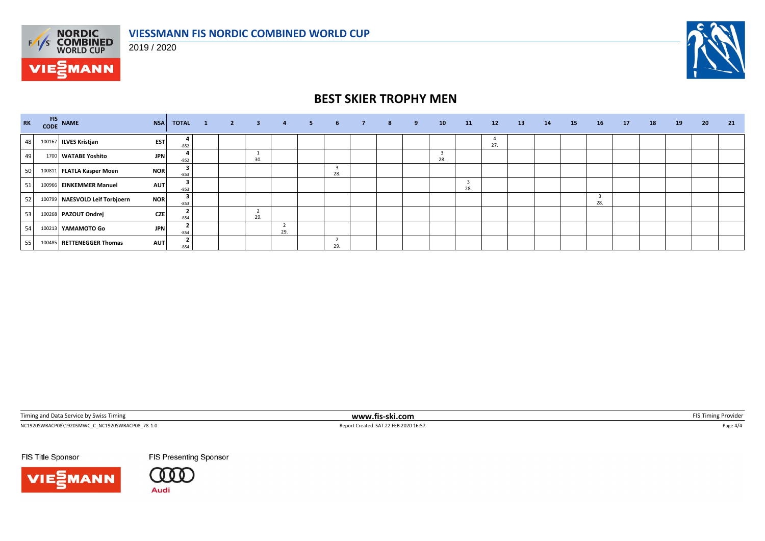## BEST SKIER TROPHY MEN

| RK | FIS CODE | NAME | NSA | TOTAL | 1 | 2 | 3 | 4 | 5 | 6 | 7 | 8 | 9 | 10 | 11 | 12 | 13 | 14 | 15 | 16 | 17 | 18 | 19 | 20 | 21 |
|---|---|---|---|---|---|---|---|---|---|---|---|---|---|---|---|---|---|---|---|---|---|---|---|---|---|
| 48 | 100167 | ILVES Kristjan | EST | 4 -852 | | | | | | | | | | | | 4 27. | | | | | | | | | |
| 49 | 1700 | WATABE Yoshito | JPN | 4 -852 | | | 1 30. | | | | | | | 3 28. | | | | | | | | | | | |
| 50 | 100811 | FLATLA Kasper Moen | NOR | 3 -853 | | | | | | 3 28. | | | | | | | | | | | | | | | |
| 51 | 100966 | EINKEMMER Manuel | AUT | 3 -853 | | | | | | | | | | | 3 28. | | | | | | | | | | |
| 52 | 100799 | NAESVOLD Leif Torbjoern | NOR | 3 -853 | | | | | | | | | | | | | | | | 3 28. | | | | | |
| 53 | 100268 | PAZOUT Ondrej | CZE | 2 -854 | | | 2 29. | | | | | | | | | | | | | | | | | | |
| 54 | 100213 | YAMAMOTO Go | JPN | 2 -854 | | | | 2 29. | | | | | | | | | | | | | | | | | |
| 55 | 100485 | RETTENEGGER Thomas | AUT | 2 -854 | | | | | | 2 29. | | | | | | | | | | | | | | | |

Timing and Data Service by Swiss Timing

www.fis-ski.com

FIS Timing Provider

NC1920SWRACP08\1920SMWC_C_NC1920SWRACP08_78 1.0

Report Created SAT 22 FEB 2020 16:57

FIS Title Sponsor

FIS Presenting Sponsor